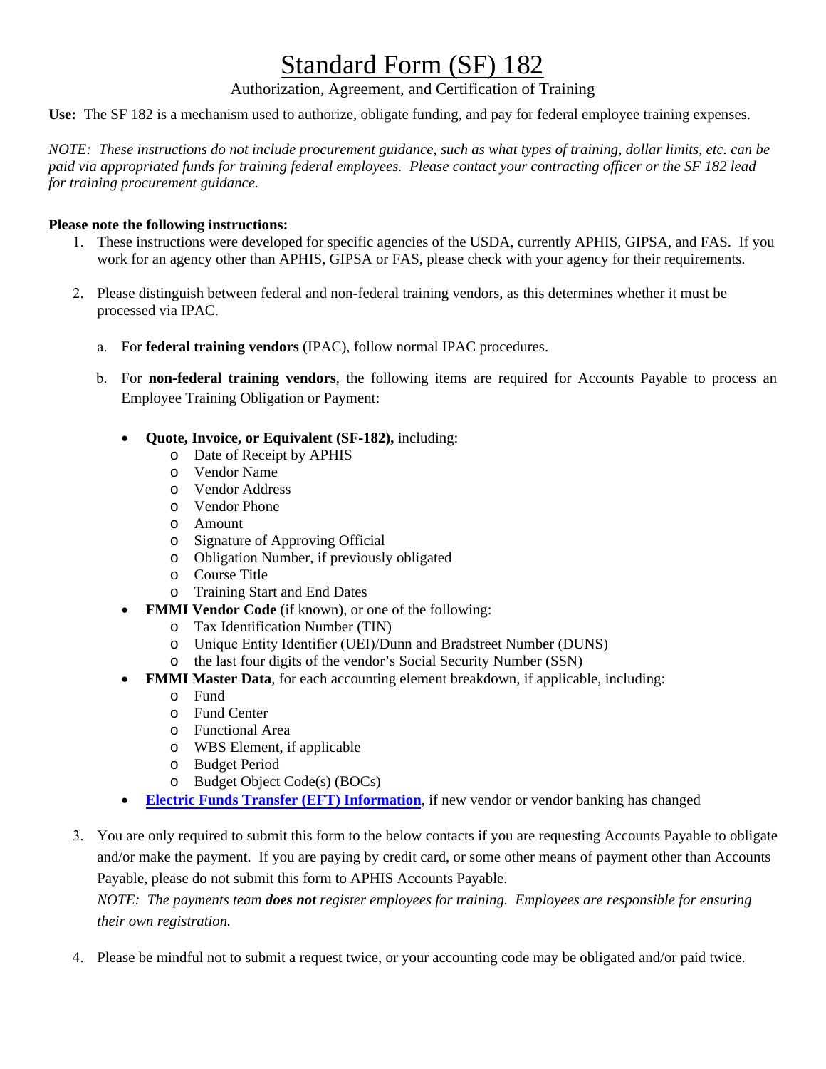# Standard Form (SF) 182

Authorization, Agreement, and Certification of Training

**Use:** The SF 182 is a mechanism used to authorize, obligate funding, and pay for federal employee training expenses.

*NOTE: These instructions do not include procurement guidance, such as what types of training, dollar limits, etc. can be paid via appropriated funds for training federal employees. Please contact your contracting officer or the SF 182 lead for training procurement guidance.*

**Please note the following instructions:**

1. These instructions were developed for specific agencies of the USDA, currently APHIS, GIPSA, and FAS. If you work for an agency other than APHIS, GIPSA or FAS, please check with your agency for their requirements.

2. Please distinguish between federal and non-federal training vendors, as this determines whether it must be processed via IPAC.

   a. For **federal training vendors** (IPAC), follow normal IPAC procedures.

   b. For **non-federal training vendors**, the following items are required for Accounts Payable to process an Employee Training Obligation or Payment:

      - **Quote, Invoice, or Equivalent (SF-182),** including:
        - Date of Receipt by APHIS
        - Vendor Name
        - Vendor Address
        - Vendor Phone
        - Amount
        - Signature of Approving Official
        - Obligation Number, if previously obligated
        - Course Title
        - Training Start and End Dates
      - **FMMI Vendor Code** (if known), or one of the following:
        - Tax Identification Number (TIN)
        - Unique Entity Identifier (UEI)/Dunn and Bradstreet Number (DUNS)
        - the last four digits of the vendor's Social Security Number (SSN)
      - **FMMI Master Data**, for each accounting element breakdown, if applicable, including:
        - Fund
        - Fund Center
        - Functional Area
        - WBS Element, if applicable
        - Budget Period
        - Budget Object Code(s) (BOCs)
      - **Electric Funds Transfer (EFT) Information**, if new vendor or vendor banking has changed

3. You are only required to submit this form to the below contacts if you are requesting Accounts Payable to obligate and/or make the payment. If you are paying by credit card, or some other means of payment other than Accounts Payable, please do not submit this form to APHIS Accounts Payable.
   *NOTE: The payments team **does not** register employees for training. Employees are responsible for ensuring their own registration.*

4. Please be mindful not to submit a request twice, or your accounting code may be obligated and/or paid twice.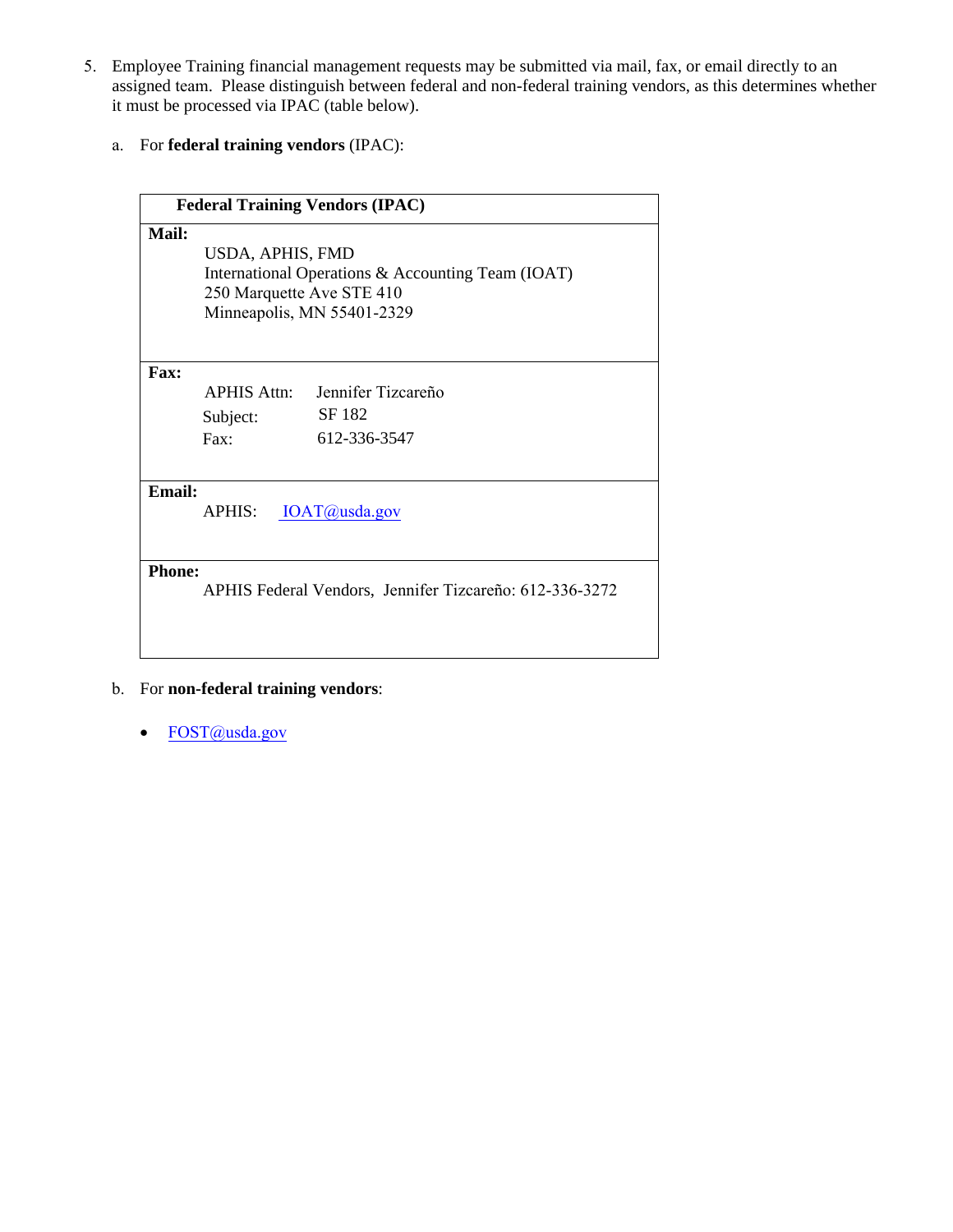5. Employee Training financial management requests may be submitted via mail, fax, or email directly to an assigned team. Please distinguish between federal and non-federal training vendors, as this determines whether it must be processed via IPAC (table below).

   a. For **federal training vendors** (IPAC):

| **Federal Training Vendors (IPAC)** |
|---|
| **Mail:**<br>USDA, APHIS, FMD<br>International Operations & Accounting Team (IOAT)<br>250 Marquette Ave STE 410<br>Minneapolis, MN 55401-2329 |
| **Fax:**<br>APHIS Attn: Jennifer Tizcareño<br>Subject: SF 182<br>Fax: 612-336-3547 |
| **Email:**<br>APHIS: IOAT@usda.gov |
| **Phone:**<br>APHIS Federal Vendors, Jennifer Tizcareño: 612-336-3272 |

   b. For **non-federal training vendors**:

      - FOST@usda.gov